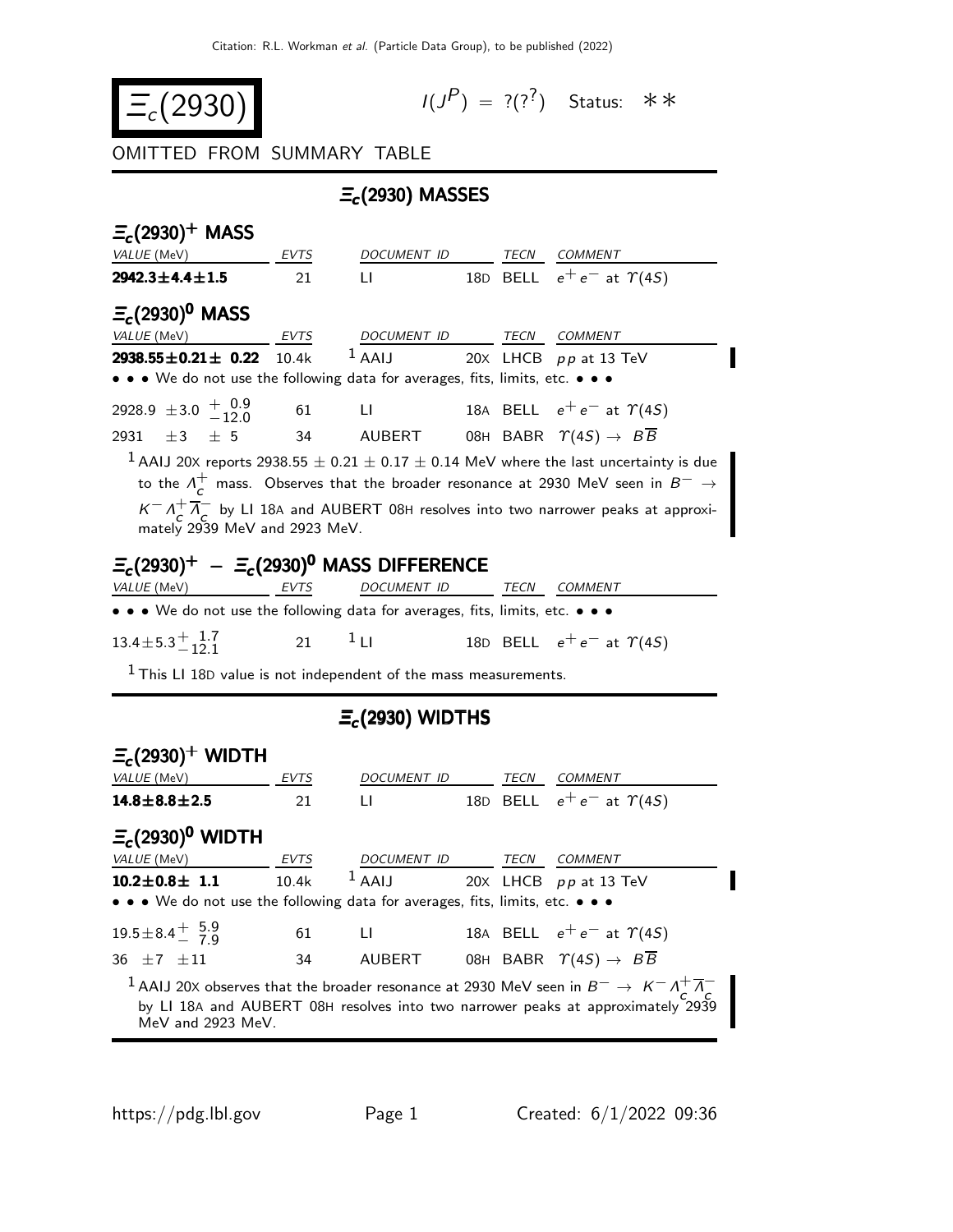# $\Xi_c(2930)$

$I(J^P) = ?(?^?)$ Status: ∗∗

OMITTED FROM SUMMARY TABLE

## $\Xi_c(2930)$ MASSES

### $\Xi_c(2930)^+$ MASS

| VALUE (MeV) | EVTS | DOCUMENT ID | | TECN | COMMENT |
|---|---|---|---|---|---|
| **2942.3±4.4±1.5** | 21 | LI | 18D | BELL | $e^+e^-$ at $\Upsilon(4S)$ |

### $\Xi_c(2930)^0$ MASS

| VALUE (MeV) | EVTS | DOCUMENT ID | | TECN | COMMENT |
|---|---|---|---|---|---|
| **2938.55±0.21± 0.22** | 10.4k | [1] AAIJ | 20X | LHCB | $pp$ at 13 TeV |
| • • • We do not use the following data for averages, fits, limits, etc. • • • | | | | | |
| $2928.9 \pm 3.0 \, ^{+0.9}_{-12.0}$ | 61 | LI | 18A | BELL | $e^+e^-$ at $\Upsilon(4S)$ |
| $2931 \pm 3 \pm 5$ | 34 | AUBERT | 08H | BABR | $\Upsilon(4S) \rightarrow B\overline{B}$ |

[1] AAIJ 20X reports $2938.55 \pm 0.21 \pm 0.17 \pm 0.14$ MeV where the last uncertainty is due to the $\Lambda_c^+$ mass. Observes that the broader resonance at 2930 MeV seen in $B^- \rightarrow K^-\Lambda_c^+\overline{\Lambda}_c^-$ by LI 18A and AUBERT 08H resolves into two narrower peaks at approximately 2939 MeV and 2923 MeV.

### $\Xi_c(2930)^+ - \Xi_c(2930)^0$ MASS DIFFERENCE

| VALUE (MeV) | EVTS | DOCUMENT ID | | TECN | COMMENT |
|---|---|---|---|---|---|
| • • • We do not use the following data for averages, fits, limits, etc. • • • | | | | | |
| $13.4 \pm 5.3 \, ^{+1.7}_{-12.1}$ | 21 | [1] LI | 18D | BELL | $e^+e^-$ at $\Upsilon(4S)$ |

[1] This LI 18D value is not independent of the mass measurements.

## $\Xi_c(2930)$ WIDTHS

### $\Xi_c(2930)^+$ WIDTH

| VALUE (MeV) | EVTS | DOCUMENT ID | | TECN | COMMENT |
|---|---|---|---|---|---|
| **14.8±8.8±2.5** | 21 | LI | 18D | BELL | $e^+e^-$ at $\Upsilon(4S)$ |

### $\Xi_c(2930)^0$ WIDTH

| VALUE (MeV) | EVTS | DOCUMENT ID | | TECN | COMMENT |
|---|---|---|---|---|---|
| **10.2±0.8± 1.1** | 10.4k | [1] AAIJ | 20X | LHCB | $pp$ at 13 TeV |
| • • • We do not use the following data for averages, fits, limits, etc. • • • | | | | | |
| $19.5 \pm 8.4 \, ^{+5.9}_{-7.9}$ | 61 | LI | 18A | BELL | $e^+e^-$ at $\Upsilon(4S)$ |
| $36 \pm 7 \pm 11$ | 34 | AUBERT | 08H | BABR | $\Upsilon(4S) \rightarrow B\overline{B}$ |

[1] AAIJ 20X observes that the broader resonance at 2930 MeV seen in $B^- \rightarrow K^-\Lambda_c^+\overline{\Lambda}_c^-$ by LI 18A and AUBERT 08H resolves into two narrower peaks at approximately 2939 MeV and 2923 MeV.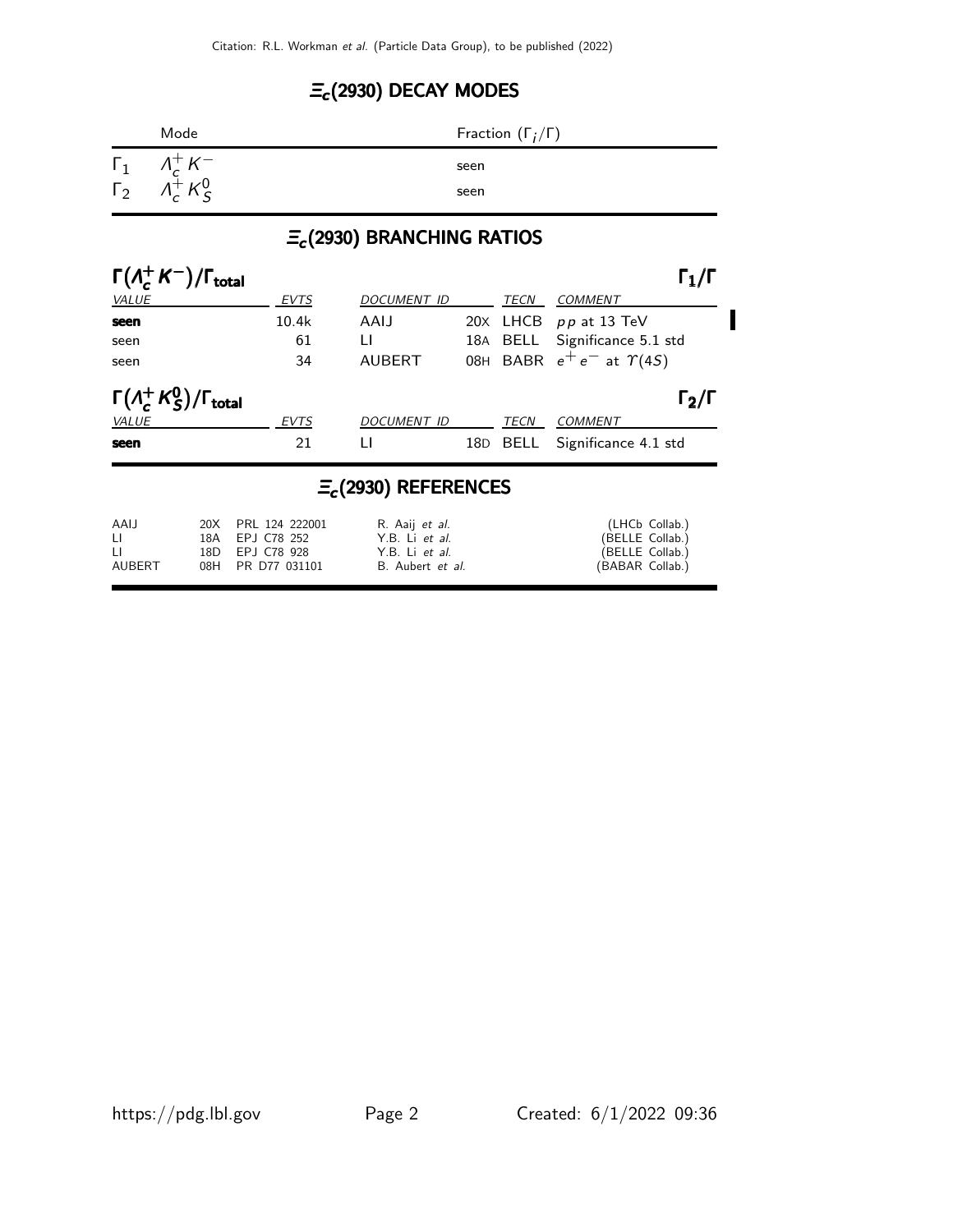## $\Xi_c(2930)$ DECAY MODES

| | Mode | Fraction ($\Gamma_i/\Gamma$) |
|---|---|---|
| $\Gamma_1$ | $\Lambda_c^+ K^-$ | seen |
| $\Gamma_2$ | $\Lambda_c^+ K_S^0$ | seen |

## $\Xi_c(2930)$ BRANCHING RATIOS

**$\Gamma(\Lambda_c^+ K^-)/\Gamma_{total}$** — $\Gamma_1/\Gamma$

| VALUE | EVTS | DOCUMENT ID | | TECN | COMMENT |
|---|---|---|---|---|---|
| **seen** | 10.4k | AAIJ | 20X | LHCB | $pp$ at 13 TeV |
| seen | 61 | LI | 18A | BELL | Significance 5.1 std |
| seen | 34 | AUBERT | 08H | BABR | $e^+ e^-$ at $\Upsilon(4S)$ |

**$\Gamma(\Lambda_c^+ K_S^0)/\Gamma_{total}$** — $\Gamma_2/\Gamma$

| VALUE | EVTS | DOCUMENT ID | | TECN | COMMENT |
|---|---|---|---|---|---|
| **seen** | 21 | LI | 18D | BELL | Significance 4.1 std |

## $\Xi_c(2930)$ REFERENCES

| | | | | |
|---|---|---|---|---|
| AAIJ | 20X | PRL 124 222001 | R. Aaij *et al.* | (LHCb Collab.) |
| LI | 18A | EPJ C78 252 | Y.B. Li *et al.* | (BELLE Collab.) |
| LI | 18D | EPJ C78 928 | Y.B. Li *et al.* | (BELLE Collab.) |
| AUBERT | 08H | PR D77 031101 | B. Aubert *et al.* | (BABAR Collab.) |